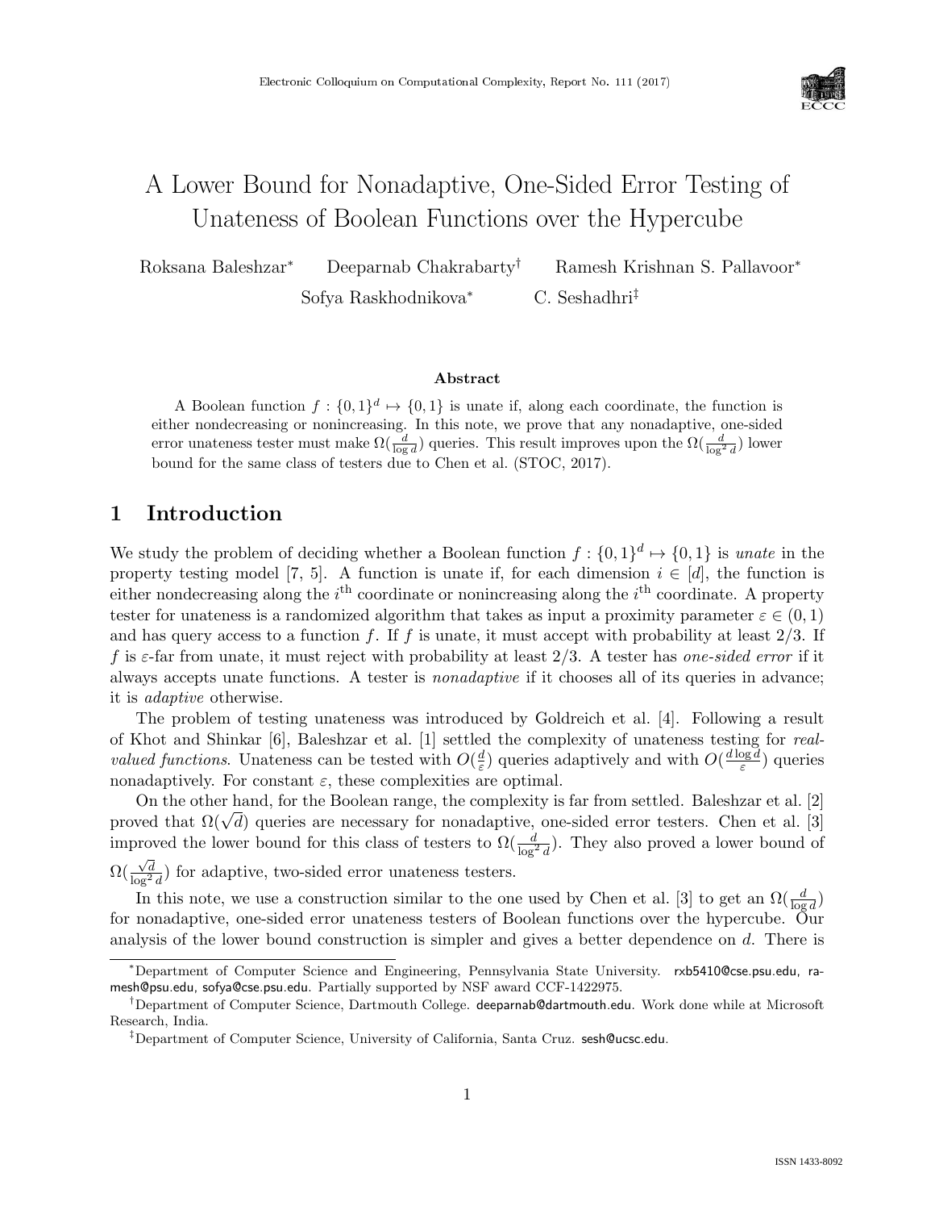# A Lower Bound for Nonadaptive, One-Sided Error Testing of Unateness of Boolean Functions over the Hypercube

Roksana Baleshzar[*] Deeparnab Chakrabarty[†] Ramesh Krishnan S. Pallavoor[*]
Sofya Raskhodnikova[*] C. Seshadhri[‡]

### Abstract

A Boolean function $f : \{0,1\}^d \mapsto \{0,1\}$ is unate if, along each coordinate, the function is either nondecreasing or nonincreasing. In this note, we prove that any nonadaptive, one-sided error unateness tester must make $\Omega(\frac{d}{\log d})$ queries. This result improves upon the $\Omega(\frac{d}{\log^2 d})$ lower bound for the same class of testers due to Chen et al. (STOC, 2017).

## 1 Introduction

We study the problem of deciding whether a Boolean function $f : \{0,1\}^d \mapsto \{0,1\}$ is *unate* in the property testing model [7, 5]. A function is unate if, for each dimension $i \in [d]$, the function is either nondecreasing along the $i^{\text{th}}$ coordinate or nonincreasing along the $i^{\text{th}}$ coordinate. A property tester for unateness is a randomized algorithm that takes as input a proximity parameter $\varepsilon \in (0,1)$ and has query access to a function $f$. If $f$ is unate, it must accept with probability at least 2/3. If $f$ is $\varepsilon$-far from unate, it must reject with probability at least 2/3. A tester has *one-sided error* if it always accepts unate functions. A tester is *nonadaptive* if it chooses all of its queries in advance; it is *adaptive* otherwise.

The problem of testing unateness was introduced by Goldreich et al. [4]. Following a result of Khot and Shinkar [6], Baleshzar et al. [1] settled the complexity of unateness testing for *real-valued functions*. Unateness can be tested with $O(\frac{d}{\varepsilon})$ queries adaptively and with $O(\frac{d \log d}{\varepsilon})$ queries nonadaptively. For constant $\varepsilon$, these complexities are optimal.

On the other hand, for the Boolean range, the complexity is far from settled. Baleshzar et al. [2] proved that $\Omega(\sqrt{d})$ queries are necessary for nonadaptive, one-sided error testers. Chen et al. [3] improved the lower bound for this class of testers to $\Omega(\frac{d}{\log^2 d})$. They also proved a lower bound of $\Omega(\frac{\sqrt{d}}{\log^2 d})$ for adaptive, two-sided error unateness testers.

In this note, we use a construction similar to the one used by Chen et al. [3] to get an $\Omega(\frac{d}{\log d})$ for nonadaptive, one-sided error unateness testers of Boolean functions over the hypercube. Our analysis of the lower bound construction is simpler and gives a better dependence on $d$. There is

---

[*]Department of Computer Science and Engineering, Pennsylvania State University. rxb5410@cse.psu.edu, ramesh@psu.edu, sofya@cse.psu.edu. Partially supported by NSF award CCF-1422975.

[†]Department of Computer Science, Dartmouth College. deeparnab@dartmouth.edu. Work done while at Microsoft Research, India.

[‡]Department of Computer Science, University of California, Santa Cruz. sesh@ucsc.edu.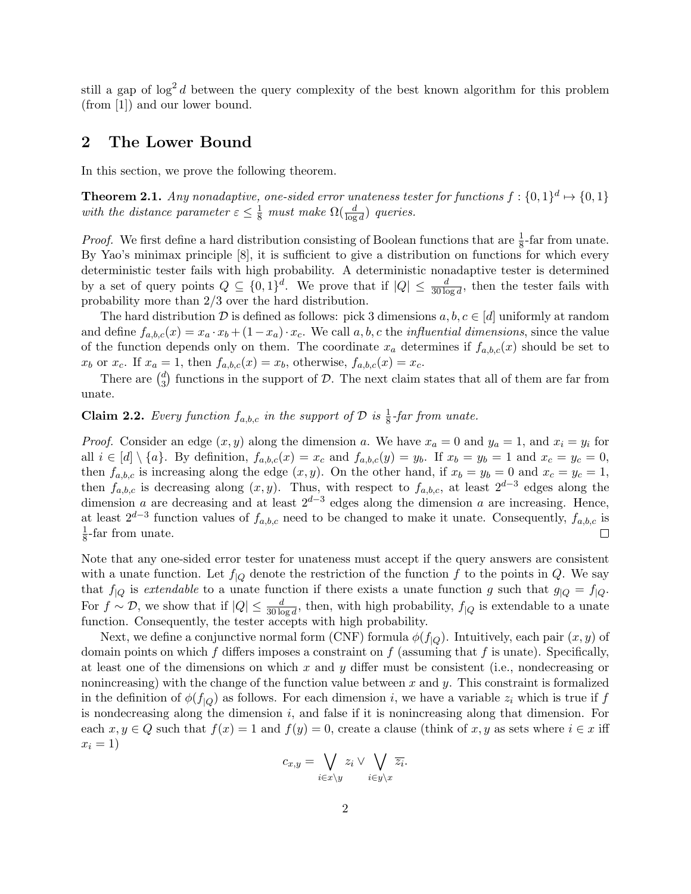still a gap of $\log^2 d$ between the query complexity of the best known algorithm for this problem (from [1]) and our lower bound.

## 2 The Lower Bound

In this section, we prove the following theorem.

**Theorem 2.1.** *Any nonadaptive, one-sided error unateness tester for functions $f : \{0,1\}^d \mapsto \{0,1\}$ with the distance parameter $\varepsilon \leq \frac{1}{8}$ must make $\Omega(\frac{d}{\log d})$ queries.*

*Proof.* We first define a hard distribution consisting of Boolean functions that are $\frac{1}{8}$-far from unate. By Yao's minimax principle [8], it is sufficient to give a distribution on functions for which every deterministic tester fails with high probability. A deterministic nonadaptive tester is determined by a set of query points $Q \subseteq \{0,1\}^d$. We prove that if $|Q| \leq \frac{d}{30 \log d}$, then the tester fails with probability more than 2/3 over the hard distribution.

The hard distribution $\mathcal{D}$ is defined as follows: pick 3 dimensions $a, b, c \in [d]$ uniformly at random and define $f_{a,b,c}(x) = x_a \cdot x_b + (1 - x_a) \cdot x_c$. We call $a, b, c$ the *influential dimensions*, since the value of the function depends only on them. The coordinate $x_a$ determines if $f_{a,b,c}(x)$ should be set to $x_b$ or $x_c$. If $x_a = 1$, then $f_{a,b,c}(x) = x_b$, otherwise, $f_{a,b,c}(x) = x_c$.

There are $\binom{d}{3}$ functions in the support of $\mathcal{D}$. The next claim states that all of them are far from unate.

**Claim 2.2.** *Every function $f_{a,b,c}$ in the support of $\mathcal{D}$ is $\frac{1}{8}$-far from unate.*

*Proof.* Consider an edge $(x, y)$ along the dimension $a$. We have $x_a = 0$ and $y_a = 1$, and $x_i = y_i$ for all $i \in [d] \setminus \{a\}$. By definition, $f_{a,b,c}(x) = x_c$ and $f_{a,b,c}(y) = y_b$. If $x_b = y_b = 1$ and $x_c = y_c = 0$, then $f_{a,b,c}$ is increasing along the edge $(x, y)$. On the other hand, if $x_b = y_b = 0$ and $x_c = y_c = 1$, then $f_{a,b,c}$ is decreasing along $(x, y)$. Thus, with respect to $f_{a,b,c}$, at least $2^{d-3}$ edges along the dimension $a$ are decreasing and at least $2^{d-3}$ edges along the dimension $a$ are increasing. Hence, at least $2^{d-3}$ function values of $f_{a,b,c}$ need to be changed to make it unate. Consequently, $f_{a,b,c}$ is $\frac{1}{8}$-far from unate. ∎

Note that any one-sided error tester for unateness must accept if the query answers are consistent with a unate function. Let $f_{|Q}$ denote the restriction of the function $f$ to the points in $Q$. We say that $f_{|Q}$ is *extendable* to a unate function if there exists a unate function $g$ such that $g_{|Q} = f_{|Q}$. For $f \sim \mathcal{D}$, we show that if $|Q| \leq \frac{d}{30 \log d}$, then, with high probability, $f_{|Q}$ is extendable to a unate function. Consequently, the tester accepts with high probability.

Next, we define a conjunctive normal form (CNF) formula $\phi(f_{|Q})$. Intuitively, each pair $(x, y)$ of domain points on which $f$ differs imposes a constraint on $f$ (assuming that $f$ is unate). Specifically, at least one of the dimensions on which $x$ and $y$ differ must be consistent (i.e., nondecreasing or nonincreasing) with the change of the function value between $x$ and $y$. This constraint is formalized in the definition of $\phi(f_{|Q})$ as follows. For each dimension $i$, we have a variable $z_i$ which is true if $f$ is nondecreasing along the dimension $i$, and false if it is nonincreasing along that dimension. For each $x, y \in Q$ such that $f(x) = 1$ and $f(y) = 0$, create a clause (think of $x, y$ as sets where $i \in x$ iff $x_i = 1$)

$$c_{x,y} = \bigvee_{i \in x \setminus y} z_i \vee \bigvee_{i \in y \setminus x} \overline{z_i}.$$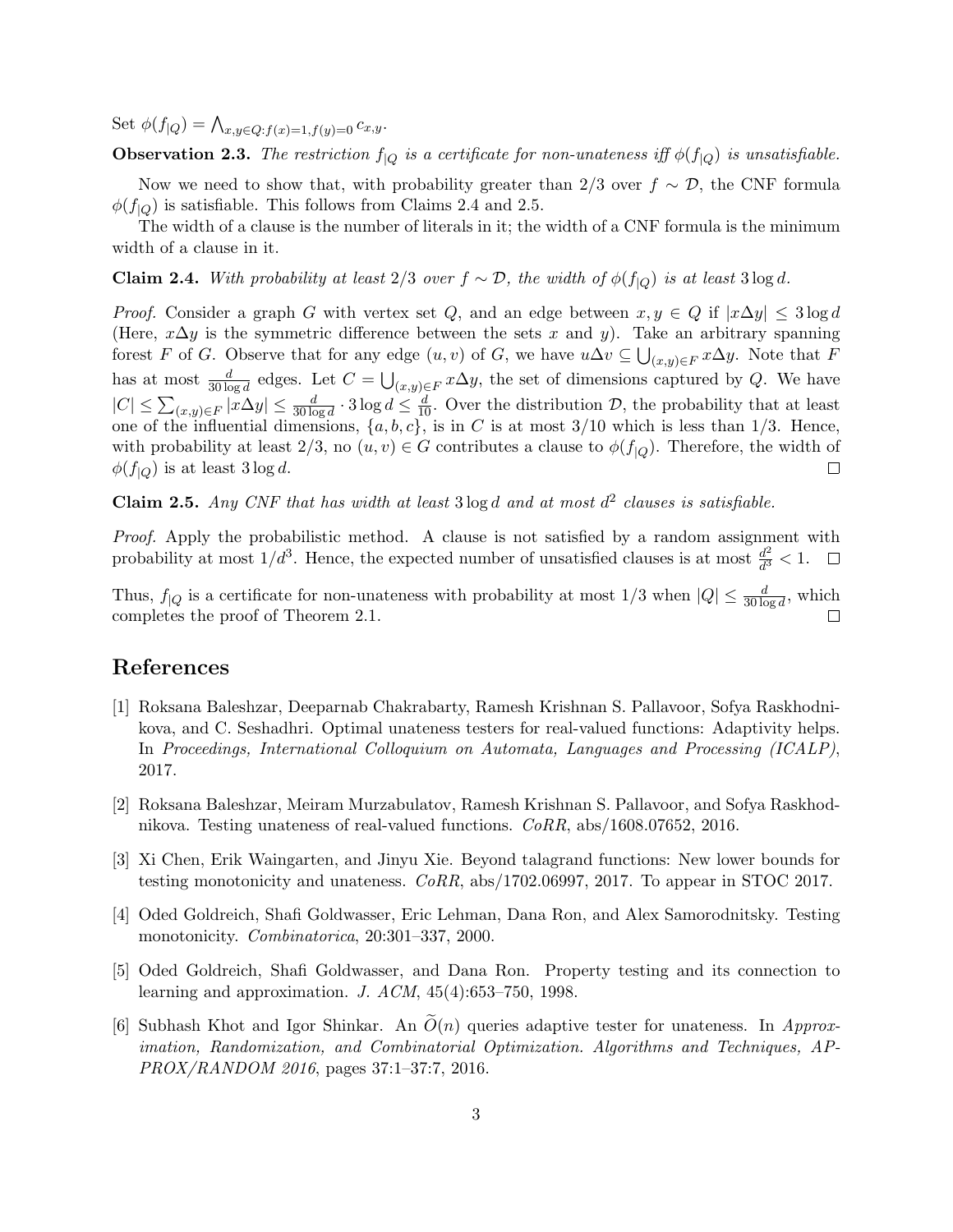Set $\phi(f_{|Q}) = \bigwedge_{x,y \in Q: f(x)=1, f(y)=0} c_{x,y}$.

**Observation 2.3.** *The restriction $f_{|Q}$ is a certificate for non-unateness iff $\phi(f_{|Q})$ is unsatisfiable.*

Now we need to show that, with probability greater than $2/3$ over $f \sim \mathcal{D}$, the CNF formula $\phi(f_{|Q})$ is satisfiable. This follows from Claims 2.4 and 2.5.

The width of a clause is the number of literals in it; the width of a CNF formula is the minimum width of a clause in it.

**Claim 2.4.** *With probability at least $2/3$ over $f \sim \mathcal{D}$, the width of $\phi(f_{|Q})$ is at least $3 \log d$.*

*Proof.* Consider a graph $G$ with vertex set $Q$, and an edge between $x, y \in Q$ if $|x \Delta y| \leq 3 \log d$ (Here, $x \Delta y$ is the symmetric difference between the sets $x$ and $y$). Take an arbitrary spanning forest $F$ of $G$. Observe that for any edge $(u,v)$ of $G$, we have $u \Delta v \subseteq \bigcup_{(x,y) \in F} x \Delta y$. Note that $F$ has at most $\frac{d}{30 \log d}$ edges. Let $C = \bigcup_{(x,y) \in F} x \Delta y$, the set of dimensions captured by $Q$. We have $|C| \leq \sum_{(x,y) \in F} |x \Delta y| \leq \frac{d}{30 \log d} \cdot 3 \log d \leq \frac{d}{10}$. Over the distribution $\mathcal{D}$, the probability that at least one of the influential dimensions, $\{a, b, c\}$, is in $C$ is at most $3/10$ which is less than $1/3$. Hence, with probability at least $2/3$, no $(u,v) \in G$ contributes a clause to $\phi(f_{|Q})$. Therefore, the width of $\phi(f_{|Q})$ is at least $3 \log d$. ◻

**Claim 2.5.** *Any CNF that has width at least $3 \log d$ and at most $d^2$ clauses is satisfiable.*

*Proof.* Apply the probabilistic method. A clause is not satisfied by a random assignment with probability at most $1/d^3$. Hence, the expected number of unsatisfied clauses is at most $\frac{d^2}{d^3} < 1$. ◻

Thus, $f_{|Q}$ is a certificate for non-unateness with probability at most $1/3$ when $|Q| \leq \frac{d}{30 \log d}$, which completes the proof of Theorem 2.1. ◻

## References

[1] Roksana Baleshzar, Deeparnab Chakrabarty, Ramesh Krishnan S. Pallavoor, Sofya Raskhodnikova, and C. Seshadhri. Optimal unateness testers for real-valued functions: Adaptivity helps. In *Proceedings, International Colloquium on Automata, Languages and Processing (ICALP)*, 2017.

[2] Roksana Baleshzar, Meiram Murzabulatov, Ramesh Krishnan S. Pallavoor, and Sofya Raskhodnikova. Testing unateness of real-valued functions. *CoRR*, abs/1608.07652, 2016.

[3] Xi Chen, Erik Waingarten, and Jinyu Xie. Beyond talagrand functions: New lower bounds for testing monotonicity and unateness. *CoRR*, abs/1702.06997, 2017. To appear in STOC 2017.

[4] Oded Goldreich, Shafi Goldwasser, Eric Lehman, Dana Ron, and Alex Samorodnitsky. Testing monotonicity. *Combinatorica*, 20:301–337, 2000.

[5] Oded Goldreich, Shafi Goldwasser, and Dana Ron. Property testing and its connection to learning and approximation. *J. ACM*, 45(4):653–750, 1998.

[6] Subhash Khot and Igor Shinkar. An $\widetilde{O}(n)$ queries adaptive tester for unateness. In *Approximation, Randomization, and Combinatorial Optimization. Algorithms and Techniques, APPROX/RANDOM 2016*, pages 37:1–37:7, 2016.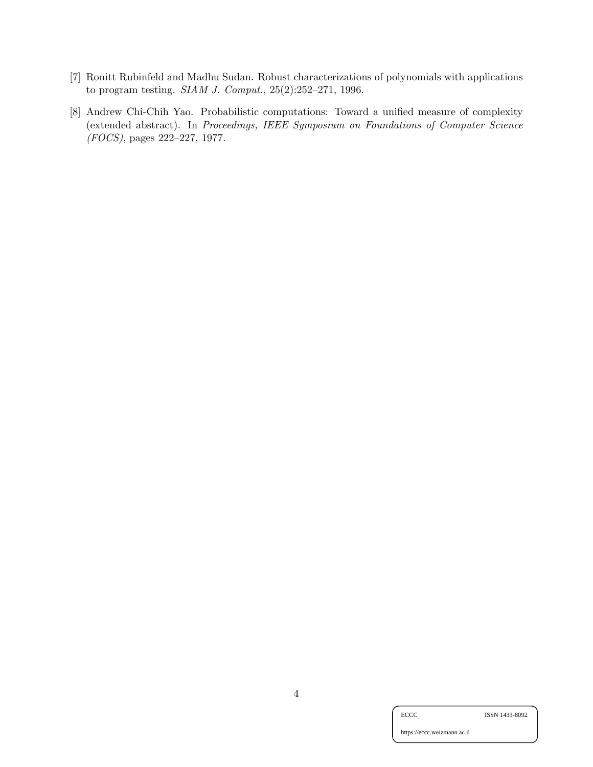[7] Ronitt Rubinfeld and Madhu Sudan. Robust characterizations of polynomials with applications to program testing. *SIAM J. Comput.*, 25(2):252–271, 1996.

[8] Andrew Chi-Chih Yao. Probabilistic computations: Toward a unified measure of complexity (extended abstract). In *Proceedings, IEEE Symposium on Foundations of Computer Science (FOCS)*, pages 222–227, 1977.

ECCC ISSN 1433-8092

https://eccc.weizmann.ac.il